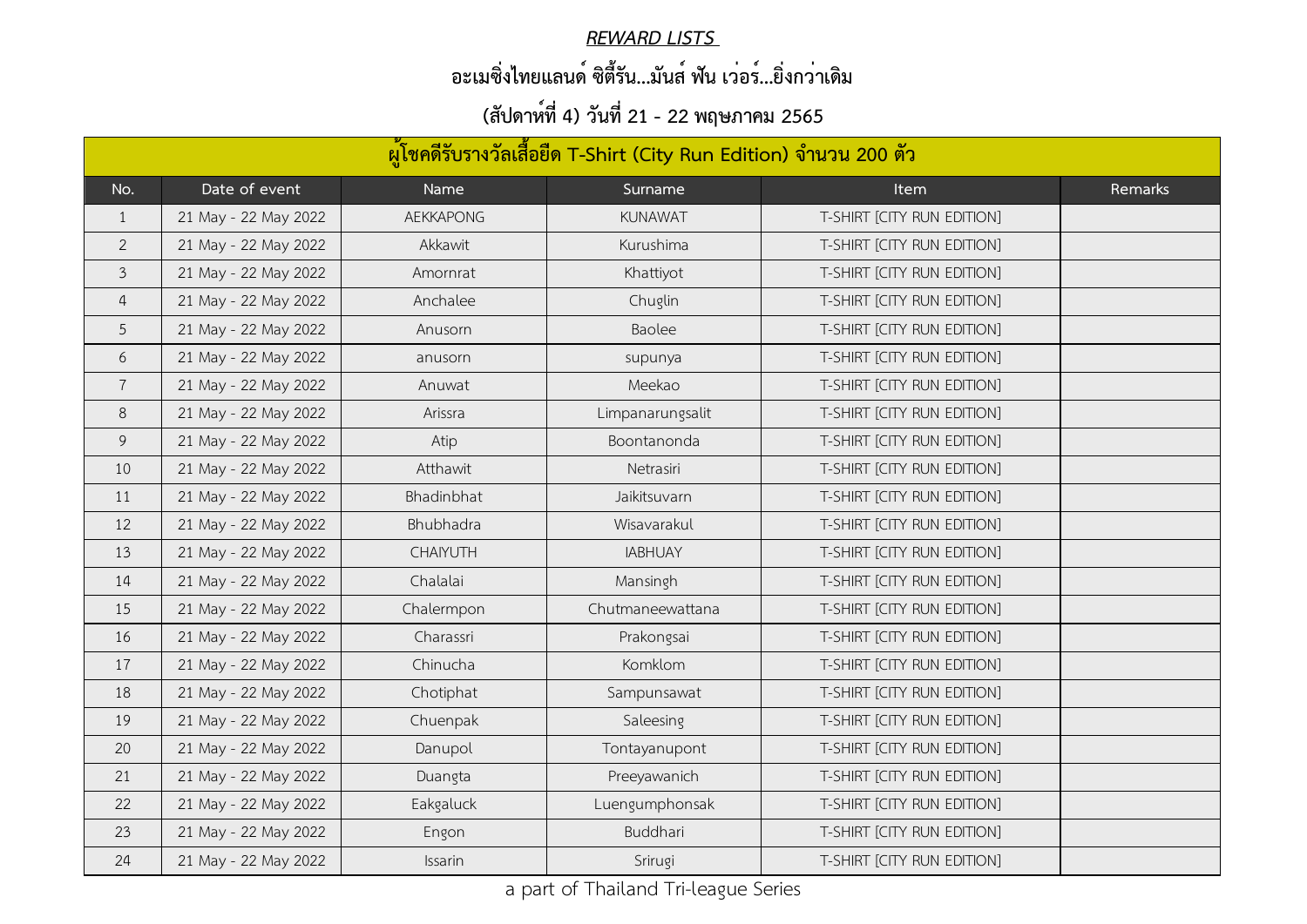***REWARD LISTS***

## อะเมซิ่งไทยแลนด์ ซิตี้รัน...มันส์ ฟัน เว่อร์...ยิ่งกว่าเดิม

## (สัปดาห์ที่ 4) วันที่ 21 - 22 พฤษภาคม 2565

| ผู้โชคดีรับรางวัลเสื้อยืด T-Shirt (City Run Edition) จำนวน 200 ตัว | | | | | |
|---|---|---|---|---|---|
| No. | Date of event | Name | Surname | Item | Remarks |
| 1 | 21 May - 22 May 2022 | AEKKAPONG | KUNAWAT | T-SHIRT [CITY RUN EDITION] | |
| 2 | 21 May - 22 May 2022 | Akkawit | Kurushima | T-SHIRT [CITY RUN EDITION] | |
| 3 | 21 May - 22 May 2022 | Amornrat | Khattiyot | T-SHIRT [CITY RUN EDITION] | |
| 4 | 21 May - 22 May 2022 | Anchalee | Chuglin | T-SHIRT [CITY RUN EDITION] | |
| 5 | 21 May - 22 May 2022 | Anusorn | Baolee | T-SHIRT [CITY RUN EDITION] | |
| 6 | 21 May - 22 May 2022 | anusorn | supunya | T-SHIRT [CITY RUN EDITION] | |
| 7 | 21 May - 22 May 2022 | Anuwat | Meekao | T-SHIRT [CITY RUN EDITION] | |
| 8 | 21 May - 22 May 2022 | Arissra | Limpanarungsalit | T-SHIRT [CITY RUN EDITION] | |
| 9 | 21 May - 22 May 2022 | Atip | Boontanonda | T-SHIRT [CITY RUN EDITION] | |
| 10 | 21 May - 22 May 2022 | Atthawit | Netrasiri | T-SHIRT [CITY RUN EDITION] | |
| 11 | 21 May - 22 May 2022 | Bhadinbhat | Jaikitsuvarn | T-SHIRT [CITY RUN EDITION] | |
| 12 | 21 May - 22 May 2022 | Bhubhadra | Wisavarakul | T-SHIRT [CITY RUN EDITION] | |
| 13 | 21 May - 22 May 2022 | CHAIYUTH | IABHUAY | T-SHIRT [CITY RUN EDITION] | |
| 14 | 21 May - 22 May 2022 | Chalalai | Mansingh | T-SHIRT [CITY RUN EDITION] | |
| 15 | 21 May - 22 May 2022 | Chalermpon | Chutmaneewattana | T-SHIRT [CITY RUN EDITION] | |
| 16 | 21 May - 22 May 2022 | Charassri | Prakongsai | T-SHIRT [CITY RUN EDITION] | |
| 17 | 21 May - 22 May 2022 | Chinucha | Komklom | T-SHIRT [CITY RUN EDITION] | |
| 18 | 21 May - 22 May 2022 | Chotiphat | Sampunsawat | T-SHIRT [CITY RUN EDITION] | |
| 19 | 21 May - 22 May 2022 | Chuenpak | Saleesing | T-SHIRT [CITY RUN EDITION] | |
| 20 | 21 May - 22 May 2022 | Danupol | Tontayanupont | T-SHIRT [CITY RUN EDITION] | |
| 21 | 21 May - 22 May 2022 | Duangta | Preeyawanich | T-SHIRT [CITY RUN EDITION] | |
| 22 | 21 May - 22 May 2022 | Eakgaluck | Luengumphonsak | T-SHIRT [CITY RUN EDITION] | |
| 23 | 21 May - 22 May 2022 | Engon | Buddhari | T-SHIRT [CITY RUN EDITION] | |
| 24 | 21 May - 22 May 2022 | Issarin | Srirugi | T-SHIRT [CITY RUN EDITION] | |

a part of Thailand Tri-league Series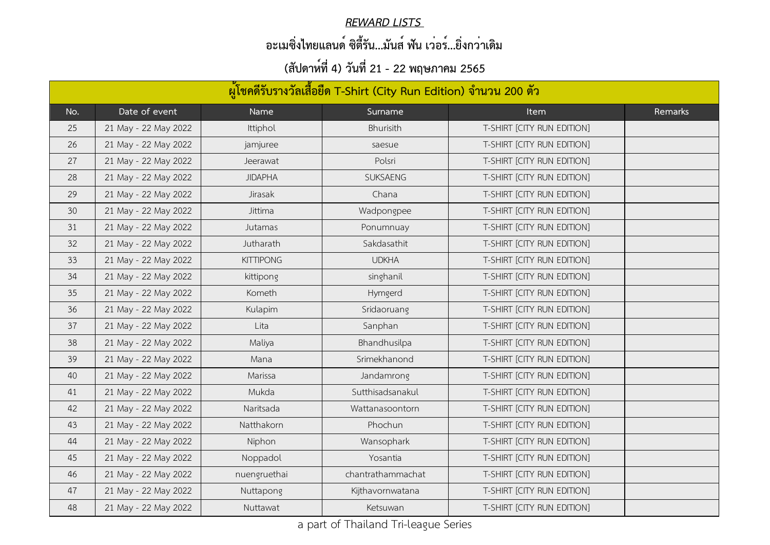## *REWARD LISTS*

## อะเมซิ่งไทยแลนด์ ซิตี้รัน...มันส์ ฟัน เว่อร์...ยิ่งกว่าเดิม

## (สัปดาห์ที่ 4) วันที่ 21 - 22 พฤษภาคม 2565

| ผู้โชคดีรับรางวัลเสื้อยืด T-Shirt (City Run Edition) จำนวน 200 ตัว | | | | | |
|---|---|---|---|---|---|
| No. | Date of event | Name | Surname | Item | Remarks |
| 25 | 21 May - 22 May 2022 | Ittiphol | Bhurisith | T-SHIRT [CITY RUN EDITION] | |
| 26 | 21 May - 22 May 2022 | jamjuree | saesue | T-SHIRT [CITY RUN EDITION] | |
| 27 | 21 May - 22 May 2022 | Jeerawat | Polsri | T-SHIRT [CITY RUN EDITION] | |
| 28 | 21 May - 22 May 2022 | JIDAPHA | SUKSAENG | T-SHIRT [CITY RUN EDITION] | |
| 29 | 21 May - 22 May 2022 | Jirasak | Chana | T-SHIRT [CITY RUN EDITION] | |
| 30 | 21 May - 22 May 2022 | Jittima | Wadpongpee | T-SHIRT [CITY RUN EDITION] | |
| 31 | 21 May - 22 May 2022 | Jutamas | Ponumnuay | T-SHIRT [CITY RUN EDITION] | |
| 32 | 21 May - 22 May 2022 | Jutharath | Sakdasathit | T-SHIRT [CITY RUN EDITION] | |
| 33 | 21 May - 22 May 2022 | KITTIPONG | UDKHA | T-SHIRT [CITY RUN EDITION] | |
| 34 | 21 May - 22 May 2022 | kittipong | singhanil | T-SHIRT [CITY RUN EDITION] | |
| 35 | 21 May - 22 May 2022 | Kometh | Hymgerd | T-SHIRT [CITY RUN EDITION] | |
| 36 | 21 May - 22 May 2022 | Kulapim | Sridaoruang | T-SHIRT [CITY RUN EDITION] | |
| 37 | 21 May - 22 May 2022 | Lita | Sanphan | T-SHIRT [CITY RUN EDITION] | |
| 38 | 21 May - 22 May 2022 | Maliya | Bhandhusilpa | T-SHIRT [CITY RUN EDITION] | |
| 39 | 21 May - 22 May 2022 | Mana | Srimekhanond | T-SHIRT [CITY RUN EDITION] | |
| 40 | 21 May - 22 May 2022 | Marissa | Jandamrong | T-SHIRT [CITY RUN EDITION] | |
| 41 | 21 May - 22 May 2022 | Mukda | Sutthisadsanakul | T-SHIRT [CITY RUN EDITION] | |
| 42 | 21 May - 22 May 2022 | Naritsada | Wattanasoontorn | T-SHIRT [CITY RUN EDITION] | |
| 43 | 21 May - 22 May 2022 | Natthakorn | Phochun | T-SHIRT [CITY RUN EDITION] | |
| 44 | 21 May - 22 May 2022 | Niphon | Wansophark | T-SHIRT [CITY RUN EDITION] | |
| 45 | 21 May - 22 May 2022 | Noppadol | Yosantia | T-SHIRT [CITY RUN EDITION] | |
| 46 | 21 May - 22 May 2022 | nuengruethai | chantrathammachat | T-SHIRT [CITY RUN EDITION] | |
| 47 | 21 May - 22 May 2022 | Nuttapong | Kijthavornwatana | T-SHIRT [CITY RUN EDITION] | |
| 48 | 21 May - 22 May 2022 | Nuttawat | Ketsuwan | T-SHIRT [CITY RUN EDITION] | |

a part of Thailand Tri-league Series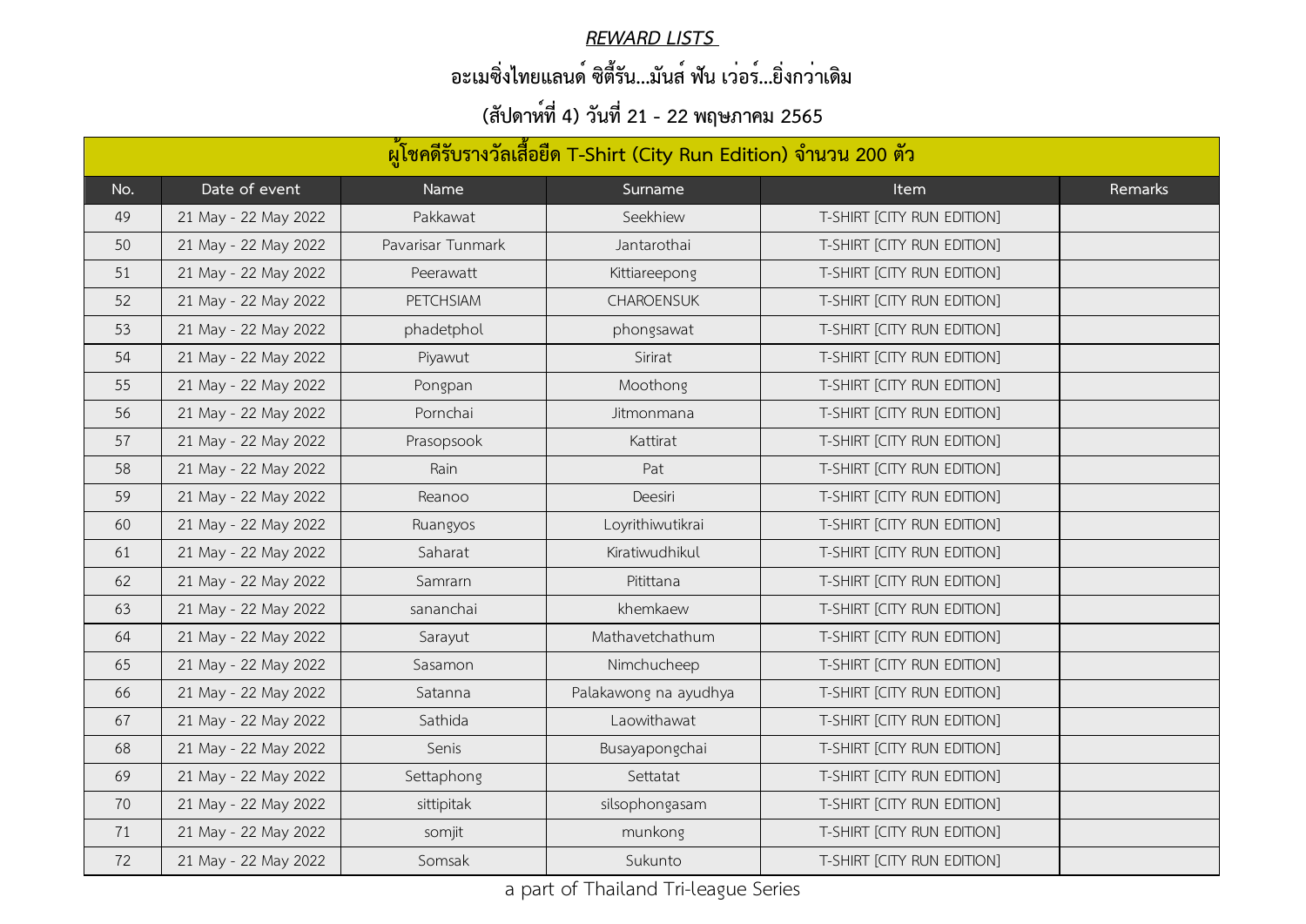***REWARD LISTS***

**อะเมซิ่งไทยแลนด์ ซิตี้รัน...มันส์ ฟัน เว่อร์...ยิ่งกว่าเดิม**

**(สัปดาห์ที่ 4) วันที่ 21 - 22 พฤษภาคม 2565**

| ผู้โชคดีรับรางวัลเสื้อยืด T-Shirt (City Run Edition) จำนวน 200 ตัว | | | | | |
|---|---|---|---|---|---|
| No. | Date of event | Name | Surname | Item | Remarks |
| 49 | 21 May - 22 May 2022 | Pakkawat | Seekhiew | T-SHIRT [CITY RUN EDITION] | |
| 50 | 21 May - 22 May 2022 | Pavarisar Tunmark | Jantarothai | T-SHIRT [CITY RUN EDITION] | |
| 51 | 21 May - 22 May 2022 | Peerawatt | Kittiareepong | T-SHIRT [CITY RUN EDITION] | |
| 52 | 21 May - 22 May 2022 | PETCHSIAM | CHAROENSUK | T-SHIRT [CITY RUN EDITION] | |
| 53 | 21 May - 22 May 2022 | phadetphol | phongsawat | T-SHIRT [CITY RUN EDITION] | |
| 54 | 21 May - 22 May 2022 | Piyawut | Sirirat | T-SHIRT [CITY RUN EDITION] | |
| 55 | 21 May - 22 May 2022 | Pongpan | Moothong | T-SHIRT [CITY RUN EDITION] | |
| 56 | 21 May - 22 May 2022 | Pornchai | Jitmonmana | T-SHIRT [CITY RUN EDITION] | |
| 57 | 21 May - 22 May 2022 | Prasopsook | Kattirat | T-SHIRT [CITY RUN EDITION] | |
| 58 | 21 May - 22 May 2022 | Rain | Pat | T-SHIRT [CITY RUN EDITION] | |
| 59 | 21 May - 22 May 2022 | Reanoo | Deesiri | T-SHIRT [CITY RUN EDITION] | |
| 60 | 21 May - 22 May 2022 | Ruangyos | Loyrithiwutikrai | T-SHIRT [CITY RUN EDITION] | |
| 61 | 21 May - 22 May 2022 | Saharat | Kiratiwudhikul | T-SHIRT [CITY RUN EDITION] | |
| 62 | 21 May - 22 May 2022 | Samrarn | Pitittana | T-SHIRT [CITY RUN EDITION] | |
| 63 | 21 May - 22 May 2022 | sananchai | khemkaew | T-SHIRT [CITY RUN EDITION] | |
| 64 | 21 May - 22 May 2022 | Sarayut | Mathavetchathum | T-SHIRT [CITY RUN EDITION] | |
| 65 | 21 May - 22 May 2022 | Sasamon | Nimchucheep | T-SHIRT [CITY RUN EDITION] | |
| 66 | 21 May - 22 May 2022 | Satanna | Palakawong na ayudhya | T-SHIRT [CITY RUN EDITION] | |
| 67 | 21 May - 22 May 2022 | Sathida | Laowithawat | T-SHIRT [CITY RUN EDITION] | |
| 68 | 21 May - 22 May 2022 | Senis | Busayapongchai | T-SHIRT [CITY RUN EDITION] | |
| 69 | 21 May - 22 May 2022 | Settaphong | Settatat | T-SHIRT [CITY RUN EDITION] | |
| 70 | 21 May - 22 May 2022 | sittipitak | silsophongasam | T-SHIRT [CITY RUN EDITION] | |
| 71 | 21 May - 22 May 2022 | somjit | munkong | T-SHIRT [CITY RUN EDITION] | |
| 72 | 21 May - 22 May 2022 | Somsak | Sukunto | T-SHIRT [CITY RUN EDITION] | |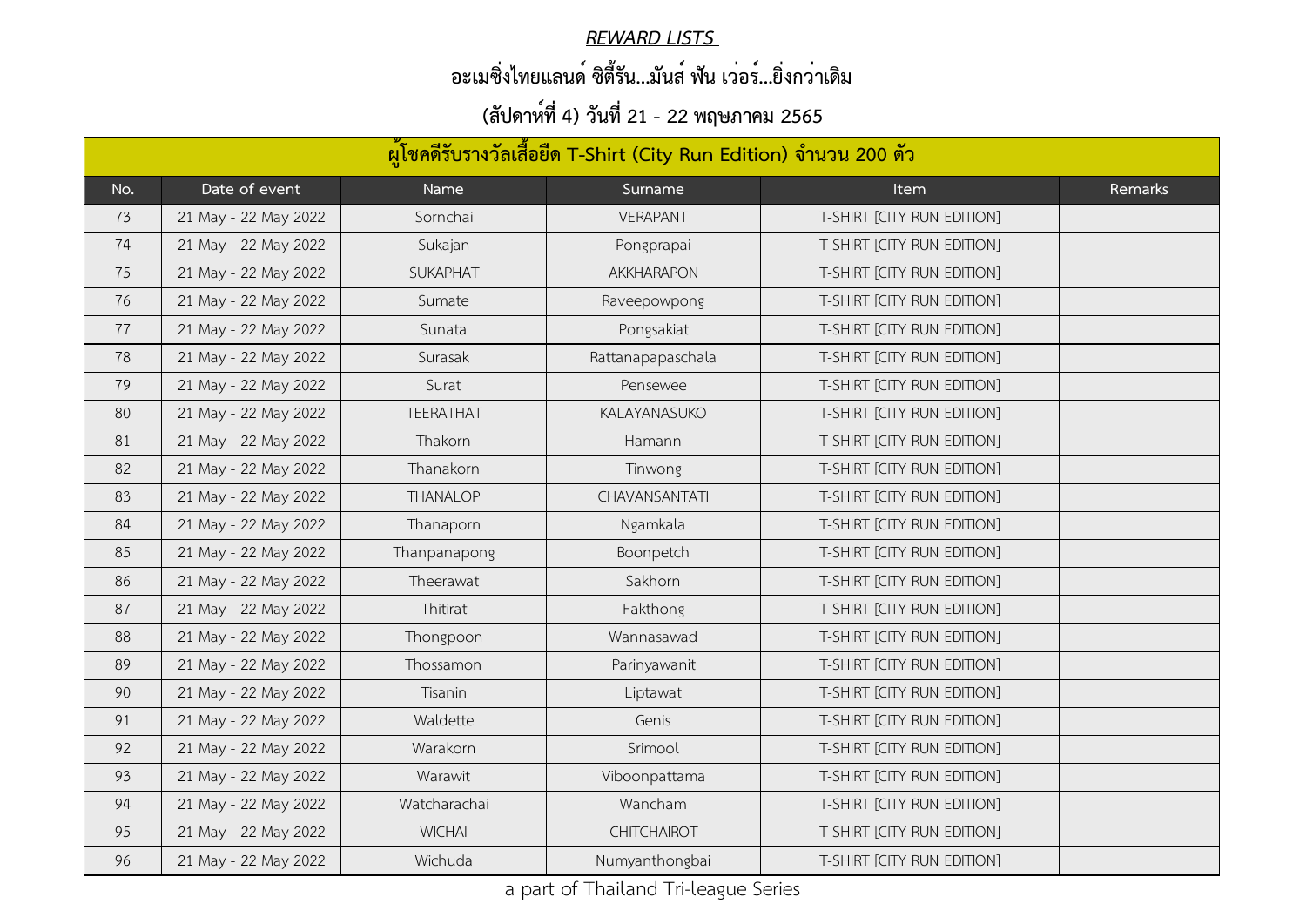## *REWARD LISTS*

### อะเมซิ่งไทยแลนด์ ซิตี้รัน...มันส์ ฟัน เว่อร์...ยิ่งกว่าเดิม

### (สัปดาห์ที่ 4) วันที่ 21 - 22 พฤษภาคม 2565

| ผู้โชคดีรับรางวัลเสื้อยืด T-Shirt (City Run Edition) จำนวน 200 ตัว | | | | | |
|---|---|---|---|---|---|
| No. | Date of event | Name | Surname | Item | Remarks |
| 73 | 21 May - 22 May 2022 | Sornchai | VERAPANT | T-SHIRT [CITY RUN EDITION] | |
| 74 | 21 May - 22 May 2022 | Sukajan | Pongprapai | T-SHIRT [CITY RUN EDITION] | |
| 75 | 21 May - 22 May 2022 | SUKAPHAT | AKKHARAPON | T-SHIRT [CITY RUN EDITION] | |
| 76 | 21 May - 22 May 2022 | Sumate | Raveepowpong | T-SHIRT [CITY RUN EDITION] | |
| 77 | 21 May - 22 May 2022 | Sunata | Pongsakiat | T-SHIRT [CITY RUN EDITION] | |
| 78 | 21 May - 22 May 2022 | Surasak | Rattanapapaschala | T-SHIRT [CITY RUN EDITION] | |
| 79 | 21 May - 22 May 2022 | Surat | Pensewee | T-SHIRT [CITY RUN EDITION] | |
| 80 | 21 May - 22 May 2022 | TEERATHAT | KALAYANASUKO | T-SHIRT [CITY RUN EDITION] | |
| 81 | 21 May - 22 May 2022 | Thakorn | Hamann | T-SHIRT [CITY RUN EDITION] | |
| 82 | 21 May - 22 May 2022 | Thanakorn | Tinwong | T-SHIRT [CITY RUN EDITION] | |
| 83 | 21 May - 22 May 2022 | THANALOP | CHAVANSANTATI | T-SHIRT [CITY RUN EDITION] | |
| 84 | 21 May - 22 May 2022 | Thanaporn | Ngamkala | T-SHIRT [CITY RUN EDITION] | |
| 85 | 21 May - 22 May 2022 | Thanpanapong | Boonpetch | T-SHIRT [CITY RUN EDITION] | |
| 86 | 21 May - 22 May 2022 | Theerawat | Sakhorn | T-SHIRT [CITY RUN EDITION] | |
| 87 | 21 May - 22 May 2022 | Thitirat | Fakthong | T-SHIRT [CITY RUN EDITION] | |
| 88 | 21 May - 22 May 2022 | Thongpoon | Wannasawad | T-SHIRT [CITY RUN EDITION] | |
| 89 | 21 May - 22 May 2022 | Thossamon | Parinyawanit | T-SHIRT [CITY RUN EDITION] | |
| 90 | 21 May - 22 May 2022 | Tisanin | Liptawat | T-SHIRT [CITY RUN EDITION] | |
| 91 | 21 May - 22 May 2022 | Waldette | Genis | T-SHIRT [CITY RUN EDITION] | |
| 92 | 21 May - 22 May 2022 | Warakorn | Srimool | T-SHIRT [CITY RUN EDITION] | |
| 93 | 21 May - 22 May 2022 | Warawit | Viboonpattama | T-SHIRT [CITY RUN EDITION] | |
| 94 | 21 May - 22 May 2022 | Watcharachai | Wancham | T-SHIRT [CITY RUN EDITION] | |
| 95 | 21 May - 22 May 2022 | WICHAI | CHITCHAIROT | T-SHIRT [CITY RUN EDITION] | |
| 96 | 21 May - 22 May 2022 | Wichuda | Numyanthongbai | T-SHIRT [CITY RUN EDITION] | |

a part of Thailand Tri-league Series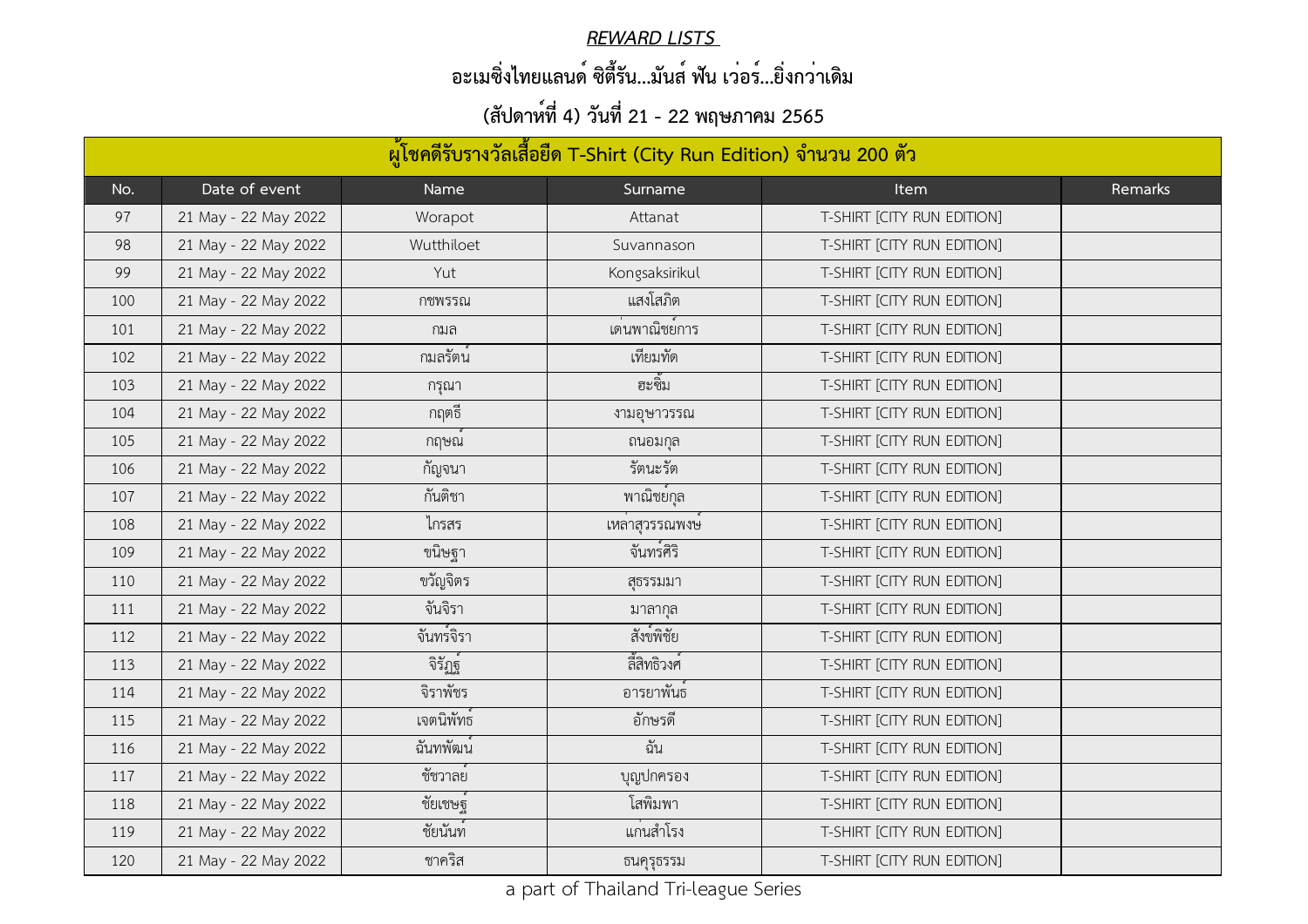***REWARD LISTS***

**อะเมซิ่งไทยแลนด์ ซิตี้รัน...มันส์ ฟัน เว่อร์...ยิ่งกว่าเดิม**

**(สัปดาห์ที่ 4) วันที่ 21 - 22 พฤษภาคม 2565**

| ผู้โชคดีรับรางวัลเสื้อยืด T-Shirt (City Run Edition) จำนวน 200 ตัว | | | | | |
|---|---|---|---|---|---|
| No. | Date of event | Name | Surname | Item | Remarks |
| 97 | 21 May - 22 May 2022 | Worapot | Attanat | T-SHIRT [CITY RUN EDITION] | |
| 98 | 21 May - 22 May 2022 | Wutthiloet | Suvannason | T-SHIRT [CITY RUN EDITION] | |
| 99 | 21 May - 22 May 2022 | Yut | Kongsaksirikul | T-SHIRT [CITY RUN EDITION] | |
| 100 | 21 May - 22 May 2022 | กชพรรณ | แสงโสภิต | T-SHIRT [CITY RUN EDITION] | |
| 101 | 21 May - 22 May 2022 | กมล | เด่นพาณิชย์การ | T-SHIRT [CITY RUN EDITION] | |
| 102 | 21 May - 22 May 2022 | กมลรัตน์ | เทียมทัด | T-SHIRT [CITY RUN EDITION] | |
| 103 | 21 May - 22 May 2022 | กรุณา | ฮะซิ้ม | T-SHIRT [CITY RUN EDITION] | |
| 104 | 21 May - 22 May 2022 | กฤตธี | งามอุษาวรรณ | T-SHIRT [CITY RUN EDITION] | |
| 105 | 21 May - 22 May 2022 | กฤษณ์ | ถนอมกุล | T-SHIRT [CITY RUN EDITION] | |
| 106 | 21 May - 22 May 2022 | กัญจนา | รัตนะรัต | T-SHIRT [CITY RUN EDITION] | |
| 107 | 21 May - 22 May 2022 | กันติชา | พาณิชย์กุล | T-SHIRT [CITY RUN EDITION] | |
| 108 | 21 May - 22 May 2022 | ไกรสร | เหล่าสุวรรณพงษ์ | T-SHIRT [CITY RUN EDITION] | |
| 109 | 21 May - 22 May 2022 | ขนิษฐา | จันทร์ศิริ | T-SHIRT [CITY RUN EDITION] | |
| 110 | 21 May - 22 May 2022 | ขวัญจิตร | สุธรรมมา | T-SHIRT [CITY RUN EDITION] | |
| 111 | 21 May - 22 May 2022 | จันจิรา | มาลากุล | T-SHIRT [CITY RUN EDITION] | |
| 112 | 21 May - 22 May 2022 | จันทร์จิรา | สังข์พิชัย | T-SHIRT [CITY RUN EDITION] | |
| 113 | 21 May - 22 May 2022 | จิรัฏฐ์ | ลี้สิทธิวงศ์ | T-SHIRT [CITY RUN EDITION] | |
| 114 | 21 May - 22 May 2022 | จิราพัชร | อารยาพันธ์ | T-SHIRT [CITY RUN EDITION] | |
| 115 | 21 May - 22 May 2022 | เจตนิพัทธ์ | อักษรดี | T-SHIRT [CITY RUN EDITION] | |
| 116 | 21 May - 22 May 2022 | ฉันทพัฒน์ | ฉัน | T-SHIRT [CITY RUN EDITION] | |
| 117 | 21 May - 22 May 2022 | ชัชวาลย์ | บุญปกครอง | T-SHIRT [CITY RUN EDITION] | |
| 118 | 21 May - 22 May 2022 | ชัยเชษฐ์ | โสพิมพา | T-SHIRT [CITY RUN EDITION] | |
| 119 | 21 May - 22 May 2022 | ชัยนันท์ | แก่นสำโรง | T-SHIRT [CITY RUN EDITION] | |
| 120 | 21 May - 22 May 2022 | ชาคริส | ธนคุรุธรรม | T-SHIRT [CITY RUN EDITION] | |

a part of Thailand Tri-league Series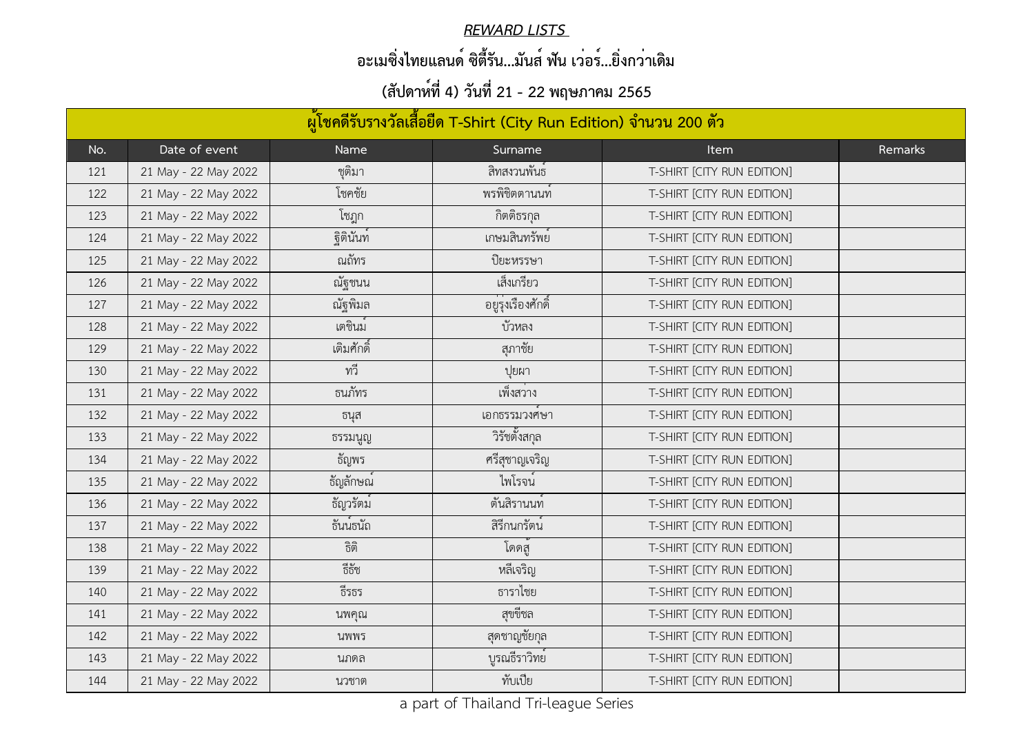***REWARD LISTS***

**อะเมซิ่งไทยแลนด์ ซิตี้รัน...มันส์ ฟัน เว่อร์...ยิ่งกว่าเดิม**

**(สัปดาห์ที่ 4) วันที่ 21 - 22 พฤษภาคม 2565**

| ผู้โชคดีรับรางวัลเสื้อยืด T-Shirt (City Run Edition) จำนวน 200 ตัว | | | | | |
|---|---|---|---|---|---|
| No. | Date of event | Name | Surname | Item | Remarks |
| 121 | 21 May - 22 May 2022 | ชุติมา | สิทสงวนพันธ์ | T-SHIRT [CITY RUN EDITION] | |
| 122 | 21 May - 22 May 2022 | โชคชัย | พรพิชิตตานนท์ | T-SHIRT [CITY RUN EDITION] | |
| 123 | 21 May - 22 May 2022 | โชฎก | กิตติธรกุล | T-SHIRT [CITY RUN EDITION] | |
| 124 | 21 May - 22 May 2022 | ฐิตินันท์ | เกษมสินทรัพย์ | T-SHIRT [CITY RUN EDITION] | |
| 125 | 21 May - 22 May 2022 | ณฉัทร | ปิยะหรรษา | T-SHIRT [CITY RUN EDITION] | |
| 126 | 21 May - 22 May 2022 | ณัฐชนน | เส็งเกรียว | T-SHIRT [CITY RUN EDITION] | |
| 127 | 21 May - 22 May 2022 | ณัฐพิมล | อยู่รุ่งเรืองศักดิ์ | T-SHIRT [CITY RUN EDITION] | |
| 128 | 21 May - 22 May 2022 | เตชินม์ | บัวหลง | T-SHIRT [CITY RUN EDITION] | |
| 129 | 21 May - 22 May 2022 | เติมศักดิ์ | สุภาชัย | T-SHIRT [CITY RUN EDITION] | |
| 130 | 21 May - 22 May 2022 | ทวี | ปุยผา | T-SHIRT [CITY RUN EDITION] | |
| 131 | 21 May - 22 May 2022 | ธนภัทร | เพ็งสว่าง | T-SHIRT [CITY RUN EDITION] | |
| 132 | 21 May - 22 May 2022 | ธนุส | เอกธรรมวงศ์ษา | T-SHIRT [CITY RUN EDITION] | |
| 133 | 21 May - 22 May 2022 | ธรรมนูญ | วิรัชตั้งสกุล | T-SHIRT [CITY RUN EDITION] | |
| 134 | 21 May - 22 May 2022 | ธัญพร | ศรีสุชาญเจริญ | T-SHIRT [CITY RUN EDITION] | |
| 135 | 21 May - 22 May 2022 | ธัญลักษณ์ | ไพโรจน์ | T-SHIRT [CITY RUN EDITION] | |
| 136 | 21 May - 22 May 2022 | ธัญวรัตม์ | ตันสิรานนท์ | T-SHIRT [CITY RUN EDITION] | |
| 137 | 21 May - 22 May 2022 | ธันน์ธนัถ | สิรีกนกรัตน์ | T-SHIRT [CITY RUN EDITION] | |
| 138 | 21 May - 22 May 2022 | ธิติ | โดดสู้ | T-SHIRT [CITY RUN EDITION] | |
| 139 | 21 May - 22 May 2022 | ธีรัช | หลีเจริญ | T-SHIRT [CITY RUN EDITION] | |
| 140 | 21 May - 22 May 2022 | ธีรธร | ธาราไชย | T-SHIRT [CITY RUN EDITION] | |
| 141 | 21 May - 22 May 2022 | นพคุณ | สุขขีชล | T-SHIRT [CITY RUN EDITION] | |
| 142 | 21 May - 22 May 2022 | นพพร | สุดชาญชัยกุล | T-SHIRT [CITY RUN EDITION] | |
| 143 | 21 May - 22 May 2022 | นภดล | บูรณธีราวิทย์ | T-SHIRT [CITY RUN EDITION] | |
| 144 | 21 May - 22 May 2022 | นวชาต | ทับเปีย | T-SHIRT [CITY RUN EDITION] | |

a part of Thailand Tri-league Series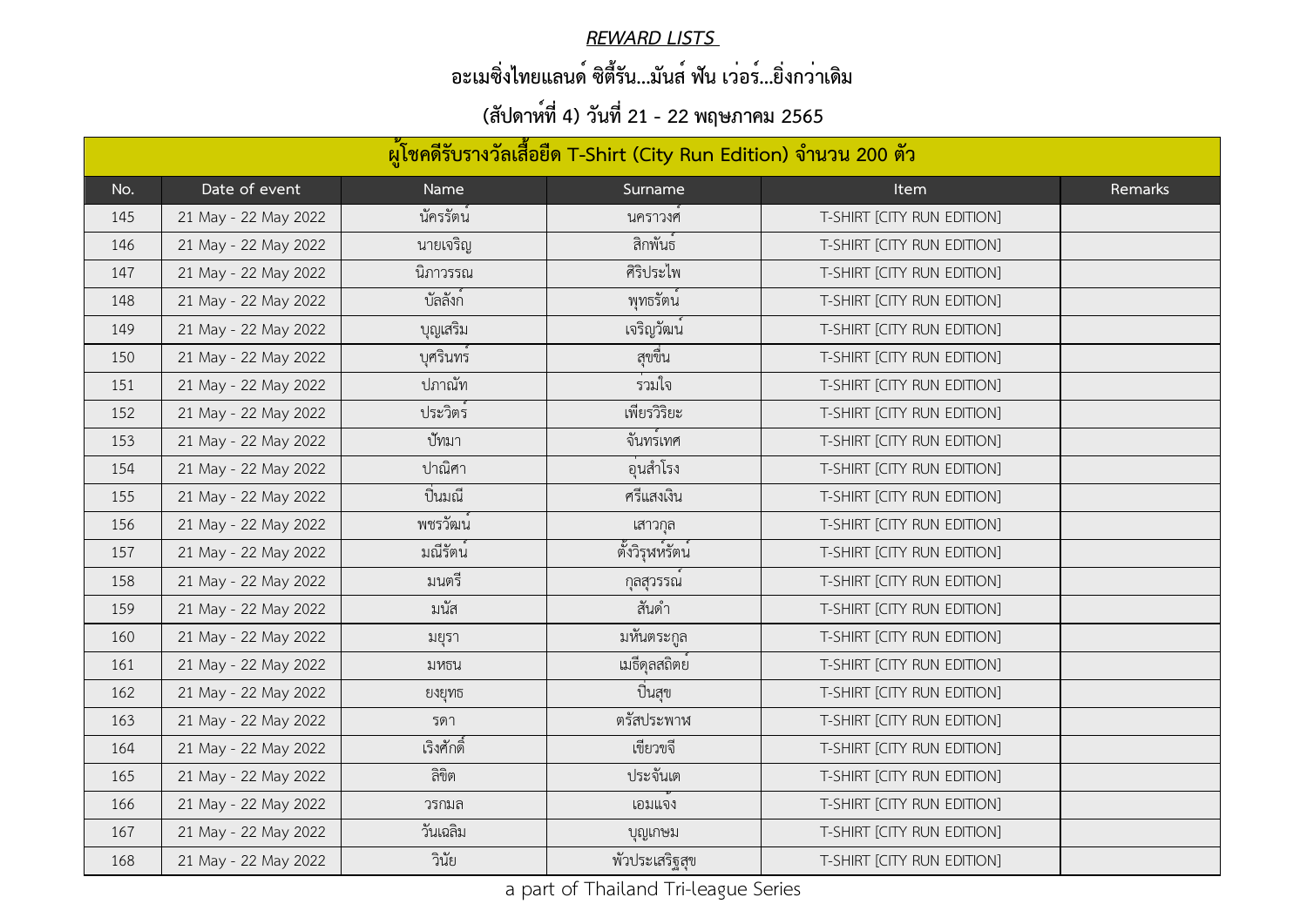***REWARD LISTS***

**อะเมซิ่งไทยแลนด์ ซิตี้รัน...มันส์ ฟัน เว่อร์...ยิ่งกว่าเดิม**

**(สัปดาห์ที่ 4) วันที่ 21 - 22 พฤษภาคม 2565**

| ผู้โชคดีรับรางวัลเสื้อยืด T-Shirt (City Run Edition) จำนวน 200 ตัว | | | | | |
|---|---|---|---|---|---|
| No. | Date of event | Name | Surname | Item | Remarks |
| 145 | 21 May - 22 May 2022 | นัครรัตน์ | นคราวงศ์ | T-SHIRT [CITY RUN EDITION] | |
| 146 | 21 May - 22 May 2022 | นายเจริญ | สิกพันธ์ | T-SHIRT [CITY RUN EDITION] | |
| 147 | 21 May - 22 May 2022 | นิภาวรรณ | ศิริประไพ | T-SHIRT [CITY RUN EDITION] | |
| 148 | 21 May - 22 May 2022 | บัลลังก์ | พุทธรัตน์ | T-SHIRT [CITY RUN EDITION] | |
| 149 | 21 May - 22 May 2022 | บุญเสริม | เจริญวัฒน์ | T-SHIRT [CITY RUN EDITION] | |
| 150 | 21 May - 22 May 2022 | บุศรินทร์ | สุขขึ้น | T-SHIRT [CITY RUN EDITION] | |
| 151 | 21 May - 22 May 2022 | ปภาณัท | ร่วมใจ | T-SHIRT [CITY RUN EDITION] | |
| 152 | 21 May - 22 May 2022 | ประวิตร์ | เพียรวิริยะ | T-SHIRT [CITY RUN EDITION] | |
| 153 | 21 May - 22 May 2022 | ปัทมา | จันทร์เทศ | T-SHIRT [CITY RUN EDITION] | |
| 154 | 21 May - 22 May 2022 | ปาณิศา | อุ่นสำโรง | T-SHIRT [CITY RUN EDITION] | |
| 155 | 21 May - 22 May 2022 | ปิ่นมณี | ศรีแสงเงิน | T-SHIRT [CITY RUN EDITION] | |
| 156 | 21 May - 22 May 2022 | พชรวัฒน์ | เสาวกุล | T-SHIRT [CITY RUN EDITION] | |
| 157 | 21 May - 22 May 2022 | มณีรัตน์ | ตั้งวิรุฬห์รัตน์ | T-SHIRT [CITY RUN EDITION] | |
| 158 | 21 May - 22 May 2022 | มนตรี | กุลสุวรรณ์ | T-SHIRT [CITY RUN EDITION] | |
| 159 | 21 May - 22 May 2022 | มนัส | สันดำ | T-SHIRT [CITY RUN EDITION] | |
| 160 | 21 May - 22 May 2022 | มยุรา | มหันตระกูล | T-SHIRT [CITY RUN EDITION] | |
| 161 | 21 May - 22 May 2022 | มหธน | เมธีดุลสถิตย์ | T-SHIRT [CITY RUN EDITION] | |
| 162 | 21 May - 22 May 2022 | ยงยุทธ | ปิ่นสุข | T-SHIRT [CITY RUN EDITION] | |
| 163 | 21 May - 22 May 2022 | รดา | ตรัสประพาฬ | T-SHIRT [CITY RUN EDITION] | |
| 164 | 21 May - 22 May 2022 | เริงศักดิ์ | เขียวขจี | T-SHIRT [CITY RUN EDITION] | |
| 165 | 21 May - 22 May 2022 | ลิขิต | ประจันเต | T-SHIRT [CITY RUN EDITION] | |
| 166 | 21 May - 22 May 2022 | วรกมล | เอมแจ้ง | T-SHIRT [CITY RUN EDITION] | |
| 167 | 21 May - 22 May 2022 | วันเฉลิม | บุญเกษม | T-SHIRT [CITY RUN EDITION] | |
| 168 | 21 May - 22 May 2022 | วินัย | พัวประเสริฐสุข | T-SHIRT [CITY RUN EDITION] | |

a part of Thailand Tri-league Series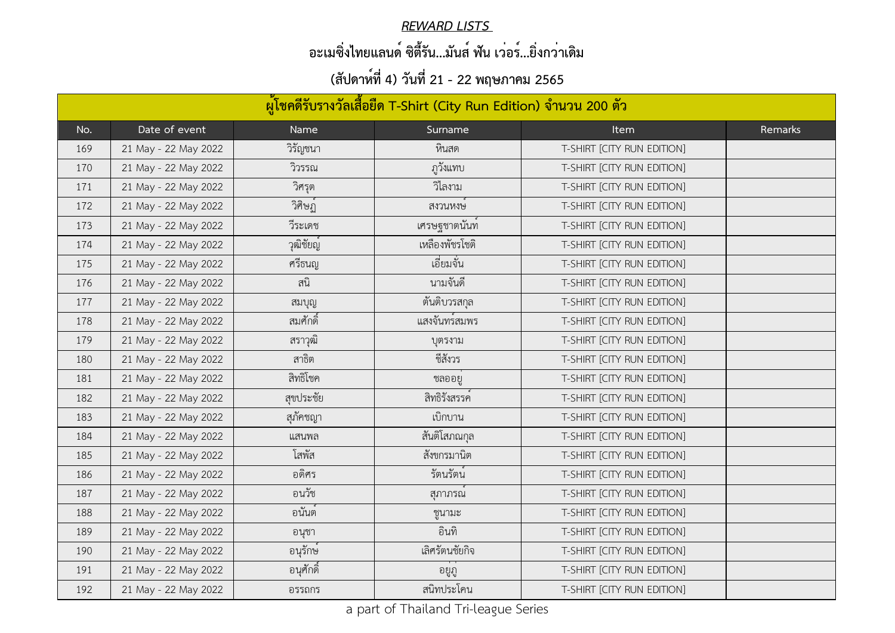***REWARD LISTS***

**อะเมซิ่งไทยแลนด์ ซิตี้รัน...มันส์ ฟัน เว่อร์...ยิ่งกว่าเดิม**

**(สัปดาห์ที่ 4) วันที่ 21 - 22 พฤษภาคม 2565**

| ผู้โชคดีรับรางวัลเสื้อยืด T-Shirt (City Run Edition) จำนวน 200 ตัว | | | | | |
|---|---|---|---|---|---|
| No. | Date of event | Name | Surname | Item | Remarks |
| 169 | 21 May - 22 May 2022 | วิรัญชนา | หินสด | T-SHIRT [CITY RUN EDITION] | |
| 170 | 21 May - 22 May 2022 | วิวรรณ | ภูวังแทบ | T-SHIRT [CITY RUN EDITION] | |
| 171 | 21 May - 22 May 2022 | วิศรุต | วีไลงาม | T-SHIRT [CITY RUN EDITION] | |
| 172 | 21 May - 22 May 2022 | วิศิษฎ์ | สงวนหงษ์ | T-SHIRT [CITY RUN EDITION] | |
| 173 | 21 May - 22 May 2022 | วีระเดช | เศรษฐชาตนันท์ | T-SHIRT [CITY RUN EDITION] | |
| 174 | 21 May - 22 May 2022 | วุฒิชัยญ์ | เหลืองพัชรโชติ | T-SHIRT [CITY RUN EDITION] | |
| 175 | 21 May - 22 May 2022 | ศรีธนญ | เอี่ยมจั่น | T-SHIRT [CITY RUN EDITION] | |
| 176 | 21 May - 22 May 2022 | สนิ | นามจันดี | T-SHIRT [CITY RUN EDITION] | |
| 177 | 21 May - 22 May 2022 | สมบุญ | ตันติบวรสกุล | T-SHIRT [CITY RUN EDITION] | |
| 178 | 21 May - 22 May 2022 | สมศักดิ์ | แสงจันทร์สมพร | T-SHIRT [CITY RUN EDITION] | |
| 179 | 21 May - 22 May 2022 | สราวุฒิ | บุตรงาม | T-SHIRT [CITY RUN EDITION] | |
| 180 | 21 May - 22 May 2022 | สาธิต | ชีสังวร | T-SHIRT [CITY RUN EDITION] | |
| 181 | 21 May - 22 May 2022 | สิทธิโชค | ชลออยู่ | T-SHIRT [CITY RUN EDITION] | |
| 182 | 21 May - 22 May 2022 | สุขประชัย | สิทธิรังสรรค์ | T-SHIRT [CITY RUN EDITION] | |
| 183 | 21 May - 22 May 2022 | สุภัคชญา | เบิกบาน | T-SHIRT [CITY RUN EDITION] | |
| 184 | 21 May - 22 May 2022 | แสนพล | สันติโสภณกุล | T-SHIRT [CITY RUN EDITION] | |
| 185 | 21 May - 22 May 2022 | โสพัส | สังขกรมานิต | T-SHIRT [CITY RUN EDITION] | |
| 186 | 21 May - 22 May 2022 | อดิศร | รัตนรัตน์ | T-SHIRT [CITY RUN EDITION] | |
| 187 | 21 May - 22 May 2022 | อนวัช | สุภาภรณ์ | T-SHIRT [CITY RUN EDITION] | |
| 188 | 21 May - 22 May 2022 | อนันต์ | ชูนามะ | T-SHIRT [CITY RUN EDITION] | |
| 189 | 21 May - 22 May 2022 | อนุชา | อินทิ | T-SHIRT [CITY RUN EDITION] | |
| 190 | 21 May - 22 May 2022 | อนุรักษ์ | เลิศรัตนชัยกิจ | T-SHIRT [CITY RUN EDITION] | |
| 191 | 21 May - 22 May 2022 | อนุศักดิ์ | อยู่ภู่ | T-SHIRT [CITY RUN EDITION] | |
| 192 | 21 May - 22 May 2022 | อรรถกร | สนิทประโคน | T-SHIRT [CITY RUN EDITION] | |

a part of Thailand Tri-league Series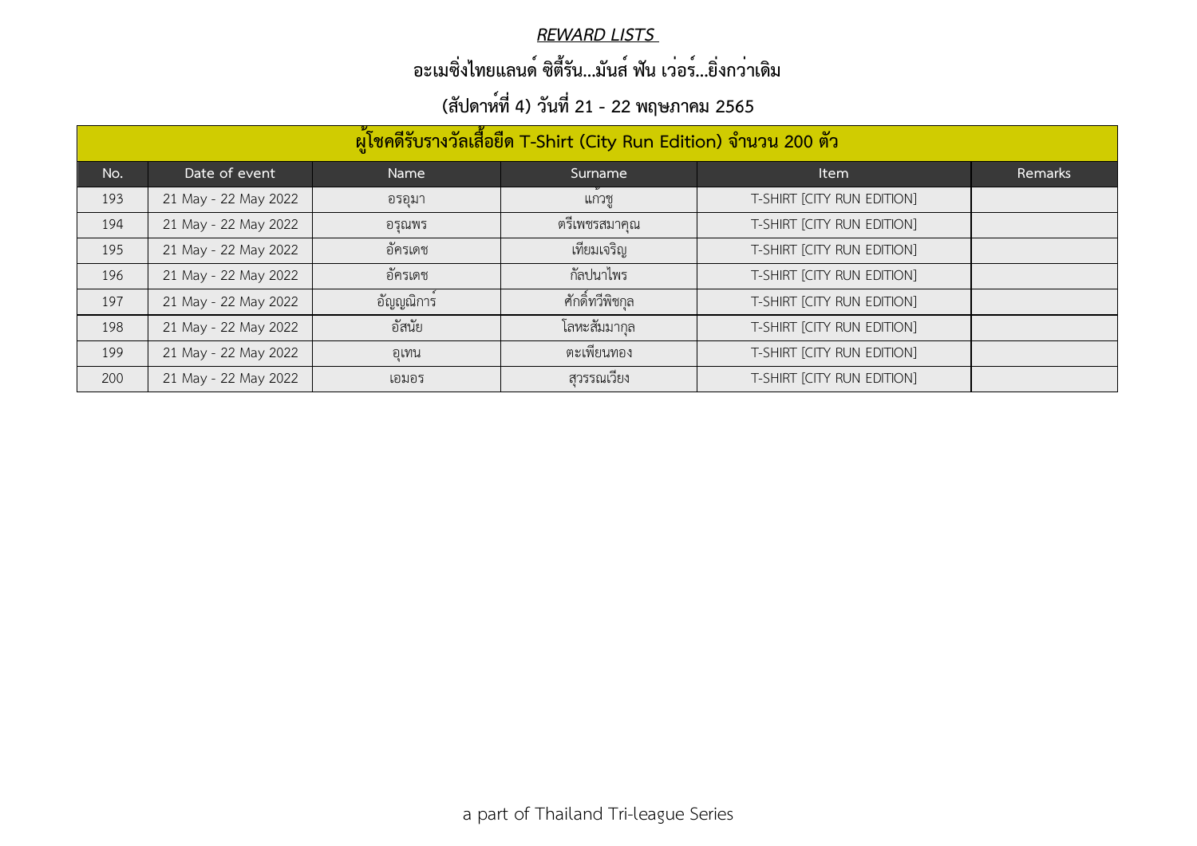***REWARD LISTS***

**อะเมซิ่งไทยแลนด์ ซิตี้รัน...มันส์ ฟัน เว่อร์...ยิ่งกว่าเดิม**

**(สัปดาห์ที่ 4) วันที่ 21 - 22 พฤษภาคม 2565**

| ผู้โชคดีรับรางวัลเสื้อยืด T-Shirt (City Run Edition) จำนวน 200 ตัว | | | | | |
|---|---|---|---|---|---|
| No. | Date of event | Name | Surname | Item | Remarks |
| 193 | 21 May - 22 May 2022 | อรอุมา | แก้วชู | T-SHIRT [CITY RUN EDITION] | |
| 194 | 21 May - 22 May 2022 | อรุณพร | ตรีเพชรสมาคุณ | T-SHIRT [CITY RUN EDITION] | |
| 195 | 21 May - 22 May 2022 | อัครเดช | เทียมเจริญ | T-SHIRT [CITY RUN EDITION] | |
| 196 | 21 May - 22 May 2022 | อัครเดช | กัลปนาไพร | T-SHIRT [CITY RUN EDITION] | |
| 197 | 21 May - 22 May 2022 | อัญญณิการ์ | ศักดิ์ทวีพิชกุล | T-SHIRT [CITY RUN EDITION] | |
| 198 | 21 May - 22 May 2022 | อัสนัย | โลหะสัมมากุล | T-SHIRT [CITY RUN EDITION] | |
| 199 | 21 May - 22 May 2022 | อุเทน | ตะเพียนทอง | T-SHIRT [CITY RUN EDITION] | |
| 200 | 21 May - 22 May 2022 | เอมอร | สุวรรณเวียง | T-SHIRT [CITY RUN EDITION] | |

a part of Thailand Tri-league Series